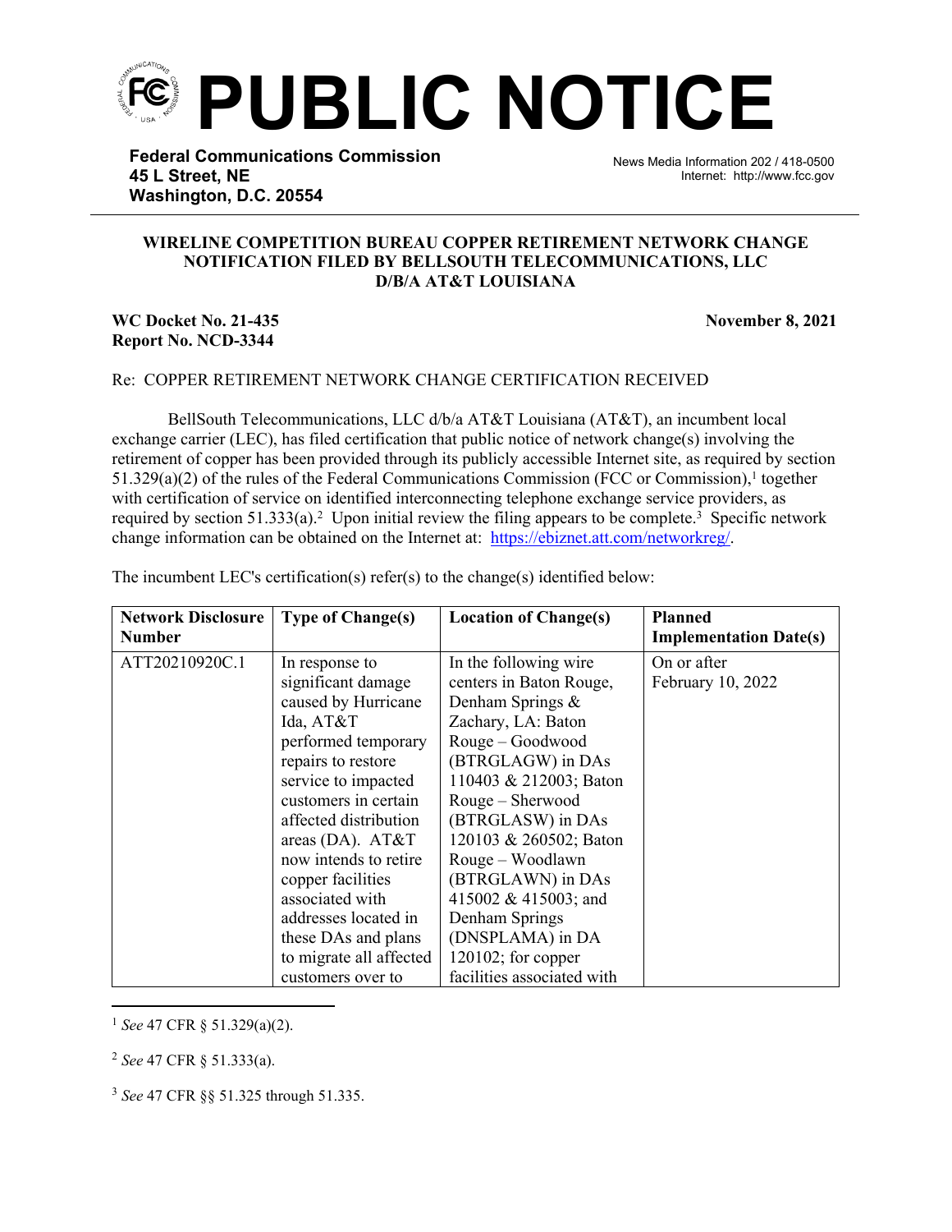# PUBLIC NOTICE

**Federal Communications Commission**
**45 L Street, NE**
**Washington, D.C. 20554**

News Media Information 202 / 418-0500
Internet: http://www.fcc.gov

**WIRELINE COMPETITION BUREAU COPPER RETIREMENT NETWORK CHANGE NOTIFICATION FILED BY BELLSOUTH TELECOMMUNICATIONS, LLC D/B/A AT&T LOUISIANA**

**WC Docket No. 21-435**
**Report No. NCD-3344**

**November 8, 2021**

Re: COPPER RETIREMENT NETWORK CHANGE CERTIFICATION RECEIVED

BellSouth Telecommunications, LLC d/b/a AT&T Louisiana (AT&T), an incumbent local exchange carrier (LEC), has filed certification that public notice of network change(s) involving the retirement of copper has been provided through its publicly accessible Internet site, as required by section 51.329(a)(2) of the rules of the Federal Communications Commission (FCC or Commission),[1] together with certification of service on identified interconnecting telephone exchange service providers, as required by section 51.333(a).[2] Upon initial review the filing appears to be complete.[3] Specific network change information can be obtained on the Internet at: https://ebiznet.att.com/networkreg/.

The incumbent LEC's certification(s) refer(s) to the change(s) identified below:

| Network Disclosure Number | Type of Change(s) | Location of Change(s) | Planned Implementation Date(s) |
|---|---|---|---|
| ATT20210920C.1 | In response to significant damage caused by Hurricane Ida, AT&T performed temporary repairs to restore service to impacted customers in certain affected distribution areas (DA). AT&T now intends to retire copper facilities associated with addresses located in these DAs and plans to migrate all affected customers over to | In the following wire centers in Baton Rouge, Denham Springs & Zachary, LA: Baton Rouge – Goodwood (BTRGLAGW) in DAs 110403 & 212003; Baton Rouge – Sherwood (BTRGLASW) in DAs 120103 & 260502; Baton Rouge – Woodlawn (BTRGLAWN) in DAs 415002 & 415003; and Denham Springs (DNSPLAMA) in DA 120102; for copper facilities associated with | On or after February 10, 2022 |

[1] *See* 47 CFR § 51.329(a)(2).

[2] *See* 47 CFR § 51.333(a).

[3] *See* 47 CFR §§ 51.325 through 51.335.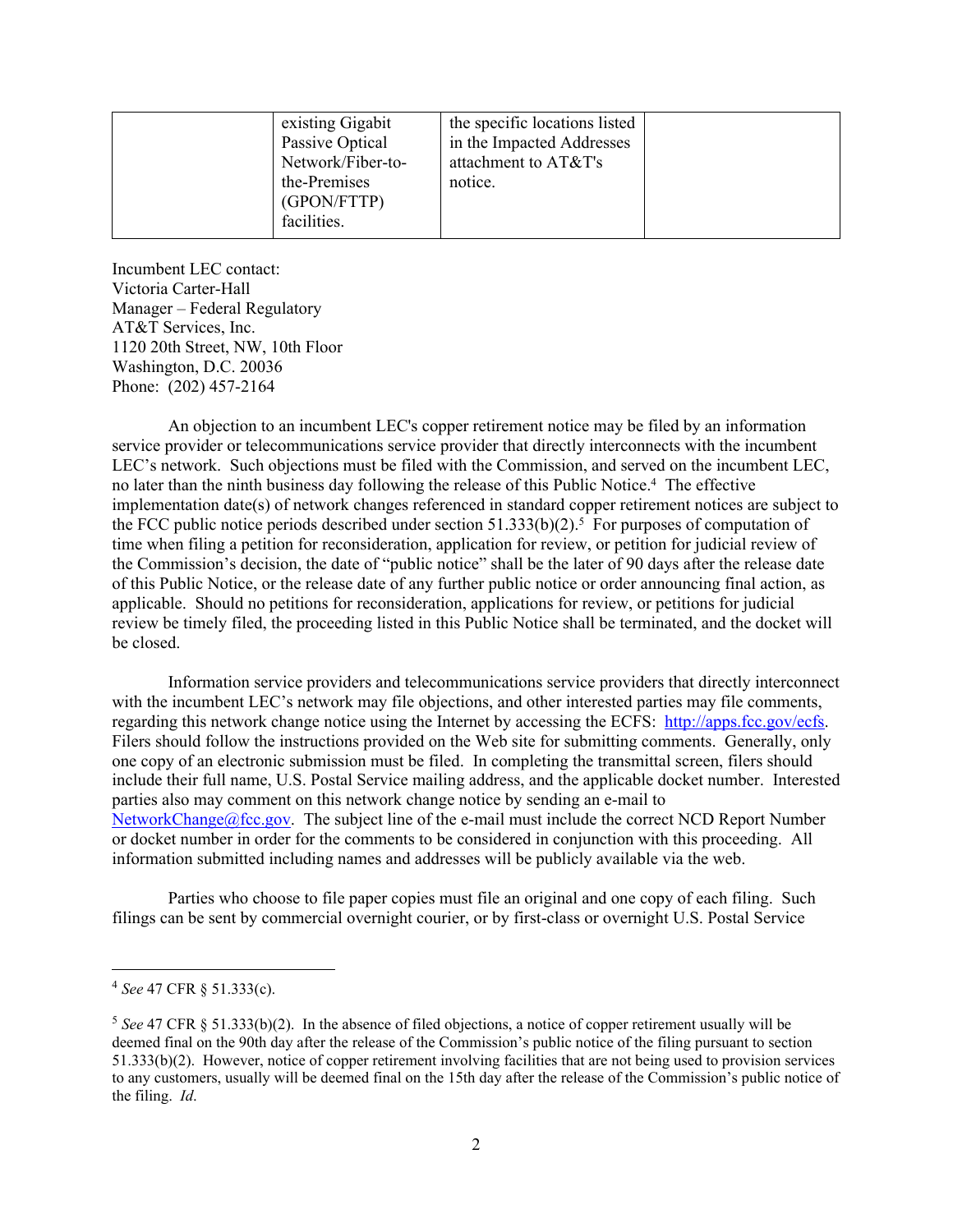| | existing Gigabit Passive Optical Network/Fiber-to-the-Premises (GPON/FTTP) facilities. | the specific locations listed in the Impacted Addresses attachment to AT&T's notice. | |
|---|---|---|---|

Incumbent LEC contact:
Victoria Carter-Hall
Manager – Federal Regulatory
AT&T Services, Inc.
1120 20th Street, NW, 10th Floor
Washington, D.C. 20036
Phone: (202) 457-2164

An objection to an incumbent LEC's copper retirement notice may be filed by an information service provider or telecommunications service provider that directly interconnects with the incumbent LEC's network. Such objections must be filed with the Commission, and served on the incumbent LEC, no later than the ninth business day following the release of this Public Notice.[4] The effective implementation date(s) of network changes referenced in standard copper retirement notices are subject to the FCC public notice periods described under section 51.333(b)(2).[5] For purposes of computation of time when filing a petition for reconsideration, application for review, or petition for judicial review of the Commission's decision, the date of "public notice" shall be the later of 90 days after the release date of this Public Notice, or the release date of any further public notice or order announcing final action, as applicable. Should no petitions for reconsideration, applications for review, or petitions for judicial review be timely filed, the proceeding listed in this Public Notice shall be terminated, and the docket will be closed.

Information service providers and telecommunications service providers that directly interconnect with the incumbent LEC's network may file objections, and other interested parties may file comments, regarding this network change notice using the Internet by accessing the ECFS: http://apps.fcc.gov/ecfs. Filers should follow the instructions provided on the Web site for submitting comments. Generally, only one copy of an electronic submission must be filed. In completing the transmittal screen, filers should include their full name, U.S. Postal Service mailing address, and the applicable docket number. Interested parties also may comment on this network change notice by sending an e-mail to NetworkChange@fcc.gov. The subject line of the e-mail must include the correct NCD Report Number or docket number in order for the comments to be considered in conjunction with this proceeding. All information submitted including names and addresses will be publicly available via the web.

Parties who choose to file paper copies must file an original and one copy of each filing. Such filings can be sent by commercial overnight courier, or by first-class or overnight U.S. Postal Service

[4] *See* 47 CFR § 51.333(c).

[5] *See* 47 CFR § 51.333(b)(2). In the absence of filed objections, a notice of copper retirement usually will be deemed final on the 90th day after the release of the Commission's public notice of the filing pursuant to section 51.333(b)(2). However, notice of copper retirement involving facilities that are not being used to provision services to any customers, usually will be deemed final on the 15th day after the release of the Commission's public notice of the filing. *Id*.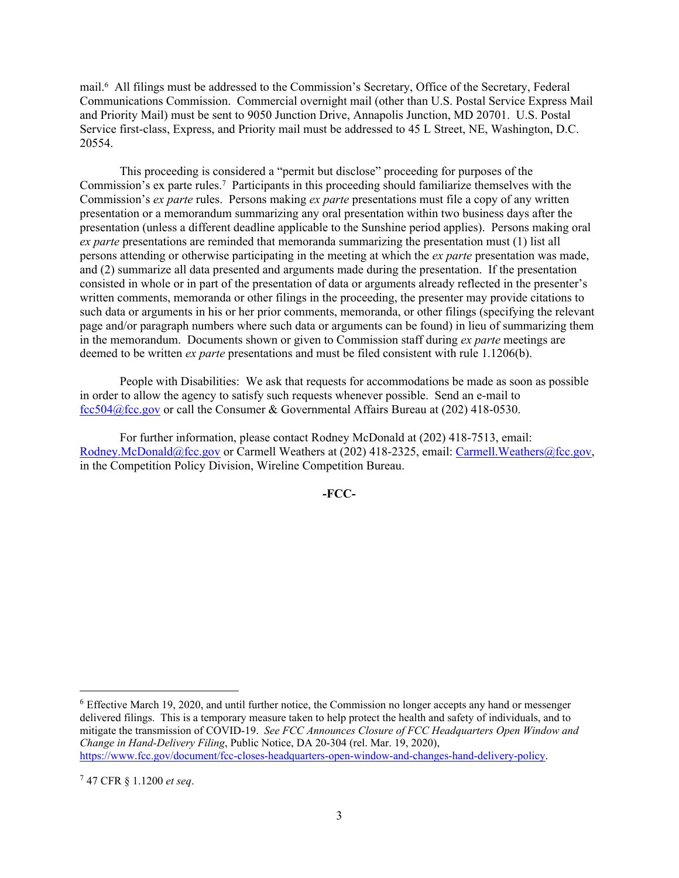mail.[6] All filings must be addressed to the Commission's Secretary, Office of the Secretary, Federal Communications Commission. Commercial overnight mail (other than U.S. Postal Service Express Mail and Priority Mail) must be sent to 9050 Junction Drive, Annapolis Junction, MD 20701. U.S. Postal Service first-class, Express, and Priority mail must be addressed to 45 L Street, NE, Washington, D.C. 20554.

This proceeding is considered a "permit but disclose" proceeding for purposes of the Commission's ex parte rules.[7] Participants in this proceeding should familiarize themselves with the Commission's *ex parte* rules. Persons making *ex parte* presentations must file a copy of any written presentation or a memorandum summarizing any oral presentation within two business days after the presentation (unless a different deadline applicable to the Sunshine period applies). Persons making oral *ex parte* presentations are reminded that memoranda summarizing the presentation must (1) list all persons attending or otherwise participating in the meeting at which the *ex parte* presentation was made, and (2) summarize all data presented and arguments made during the presentation. If the presentation consisted in whole or in part of the presentation of data or arguments already reflected in the presenter's written comments, memoranda or other filings in the proceeding, the presenter may provide citations to such data or arguments in his or her prior comments, memoranda, or other filings (specifying the relevant page and/or paragraph numbers where such data or arguments can be found) in lieu of summarizing them in the memorandum. Documents shown or given to Commission staff during *ex parte* meetings are deemed to be written *ex parte* presentations and must be filed consistent with rule 1.1206(b).

People with Disabilities: We ask that requests for accommodations be made as soon as possible in order to allow the agency to satisfy such requests whenever possible. Send an e-mail to fcc504@fcc.gov or call the Consumer & Governmental Affairs Bureau at (202) 418-0530.

For further information, please contact Rodney McDonald at (202) 418-7513, email: Rodney.McDonald@fcc.gov or Carmell Weathers at (202) 418-2325, email: Carmell.Weathers@fcc.gov, in the Competition Policy Division, Wireline Competition Bureau.

**-FCC-**

---

[6] Effective March 19, 2020, and until further notice, the Commission no longer accepts any hand or messenger delivered filings. This is a temporary measure taken to help protect the health and safety of individuals, and to mitigate the transmission of COVID-19. *See FCC Announces Closure of FCC Headquarters Open Window and Change in Hand-Delivery Filing*, Public Notice, DA 20-304 (rel. Mar. 19, 2020), https://www.fcc.gov/document/fcc-closes-headquarters-open-window-and-changes-hand-delivery-policy.

[7] 47 CFR § 1.1200 *et seq*.